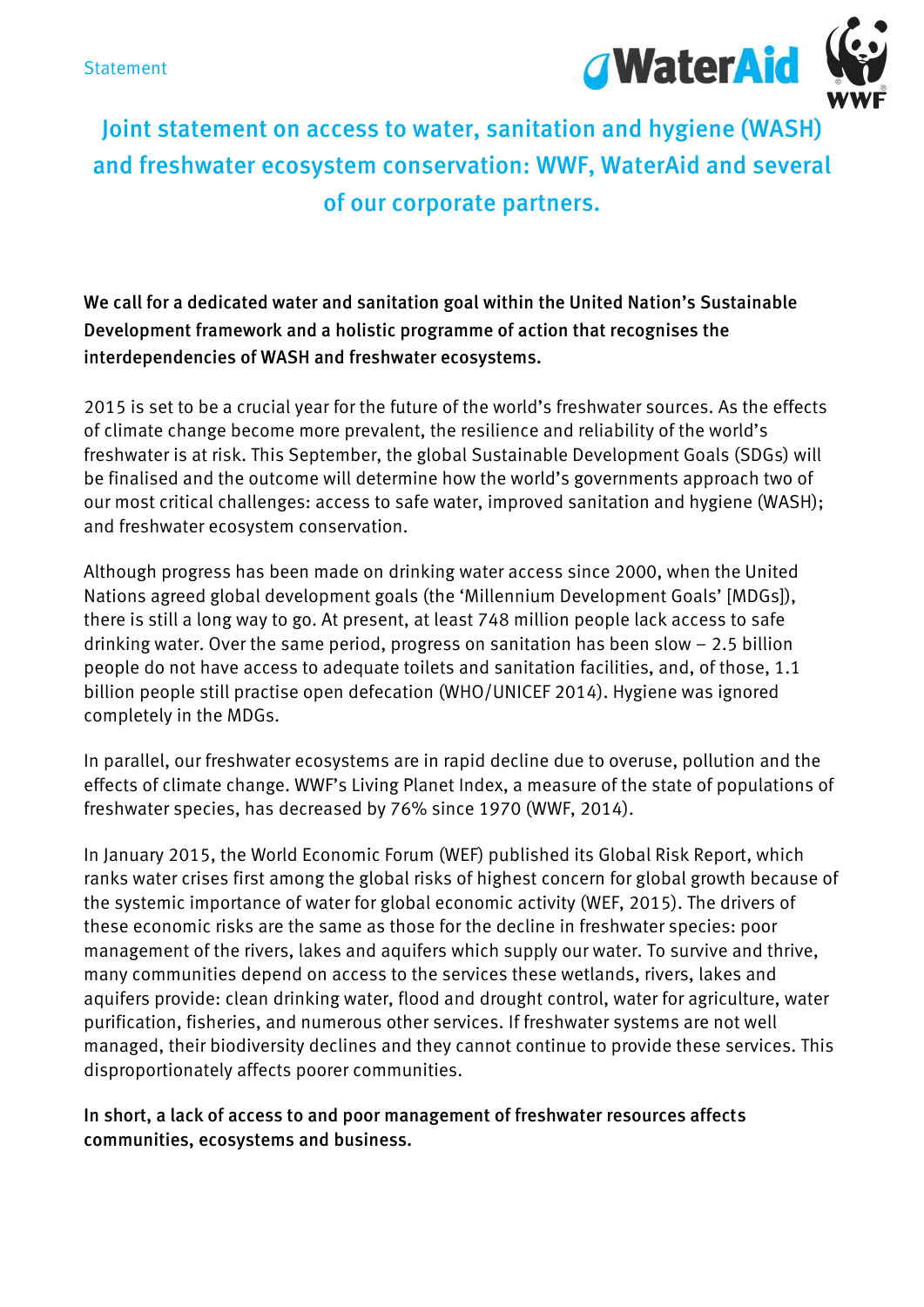Statement

# Joint statement on access to water, sanitation and hygiene (WASH) and freshwater ecosystem conservation: WWF, WaterAid and several of our corporate partners.

**We call for a dedicated water and sanitation goal within the United Nation's Sustainable Development framework and a holistic programme of action that recognises the interdependencies of WASH and freshwater ecosystems.**

2015 is set to be a crucial year for the future of the world's freshwater sources. As the effects of climate change become more prevalent, the resilience and reliability of the world's freshwater is at risk. This September, the global Sustainable Development Goals (SDGs) will be finalised and the outcome will determine how the world's governments approach two of our most critical challenges: access to safe water, improved sanitation and hygiene (WASH); and freshwater ecosystem conservation.

Although progress has been made on drinking water access since 2000, when the United Nations agreed global development goals (the 'Millennium Development Goals' [MDGs]), there is still a long way to go. At present, at least 748 million people lack access to safe drinking water. Over the same period, progress on sanitation has been slow – 2.5 billion people do not have access to adequate toilets and sanitation facilities, and, of those, 1.1 billion people still practise open defecation (WHO/UNICEF 2014). Hygiene was ignored completely in the MDGs.

In parallel, our freshwater ecosystems are in rapid decline due to overuse, pollution and the effects of climate change. WWF's Living Planet Index, a measure of the state of populations of freshwater species, has decreased by 76% since 1970 (WWF, 2014).

In January 2015, the World Economic Forum (WEF) published its Global Risk Report, which ranks water crises first among the global risks of highest concern for global growth because of the systemic importance of water for global economic activity (WEF, 2015). The drivers of these economic risks are the same as those for the decline in freshwater species: poor management of the rivers, lakes and aquifers which supply our water. To survive and thrive, many communities depend on access to the services these wetlands, rivers, lakes and aquifers provide: clean drinking water, flood and drought control, water for agriculture, water purification, fisheries, and numerous other services. If freshwater systems are not well managed, their biodiversity declines and they cannot continue to provide these services. This disproportionately affects poorer communities.

**In short, a lack of access to and poor management of freshwater resources affects communities, ecosystems and business.**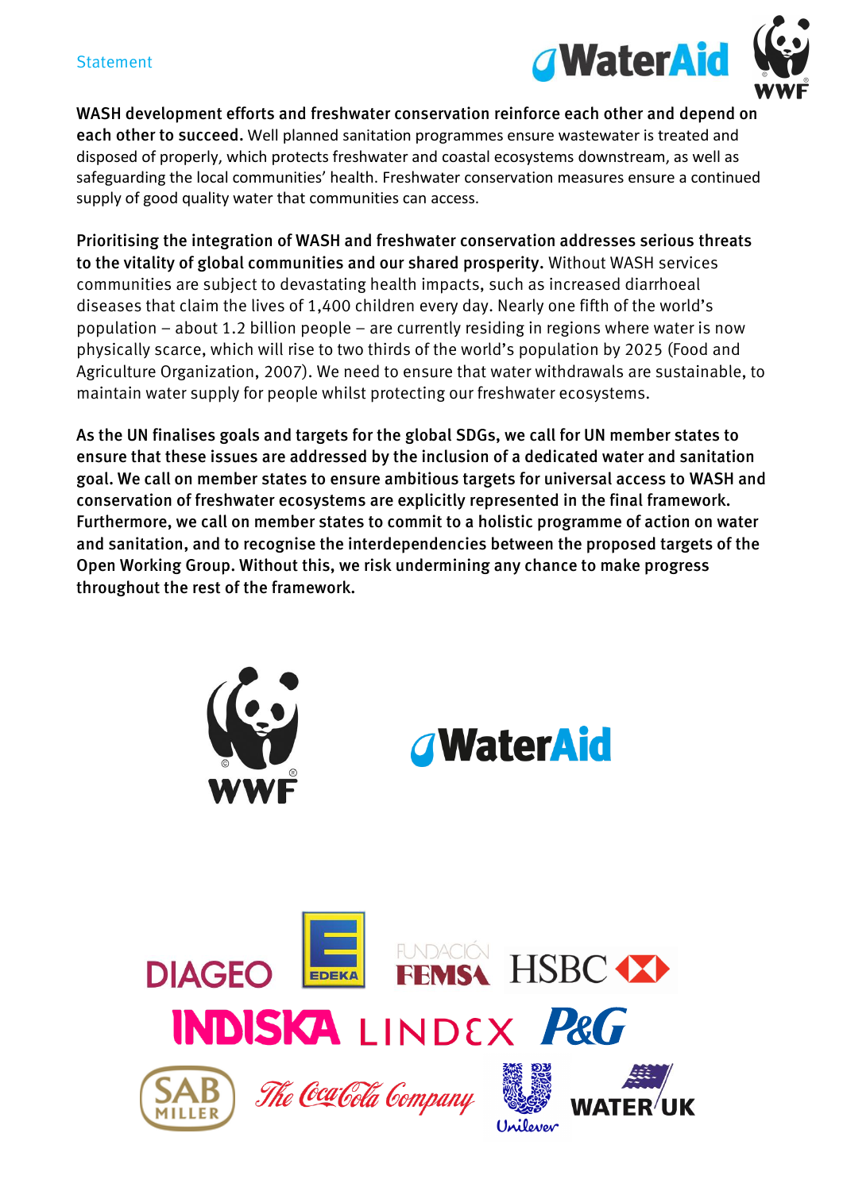**WASH development efforts and freshwater conservation reinforce each other and depend on each other to succeed.** Well planned sanitation programmes ensure wastewater is treated and disposed of properly, which protects freshwater and coastal ecosystems downstream, as well as safeguarding the local communities' health. Freshwater conservation measures ensure a continued supply of good quality water that communities can access.

**Prioritising the integration of WASH and freshwater conservation addresses serious threats to the vitality of global communities and our shared prosperity.** Without WASH services communities are subject to devastating health impacts, such as increased diarrhoeal diseases that claim the lives of 1,400 children every day. Nearly one fifth of the world's population – about 1.2 billion people – are currently residing in regions where water is now physically scarce, which will rise to two thirds of the world's population by 2025 (Food and Agriculture Organization, 2007). We need to ensure that water withdrawals are sustainable, to maintain water supply for people whilst protecting our freshwater ecosystems.

**As the UN finalises goals and targets for the global SDGs, we call for UN member states to ensure that these issues are addressed by the inclusion of a dedicated water and sanitation goal. We call on member states to ensure ambitious targets for universal access to WASH and conservation of freshwater ecosystems are explicitly represented in the final framework. Furthermore, we call on member states to commit to a holistic programme of action on water and sanitation, and to recognise the interdependencies between the proposed targets of the Open Working Group. Without this, we risk undermining any chance to make progress throughout the rest of the framework.**

WWF

WaterAid

DIAGEO | EDEKA | FUNDACIÓN FEMSA | HSBC | INDISKA | LINDEX | P&G | SAB MILLER | The Coca-Cola Company | Unilever | WATER UK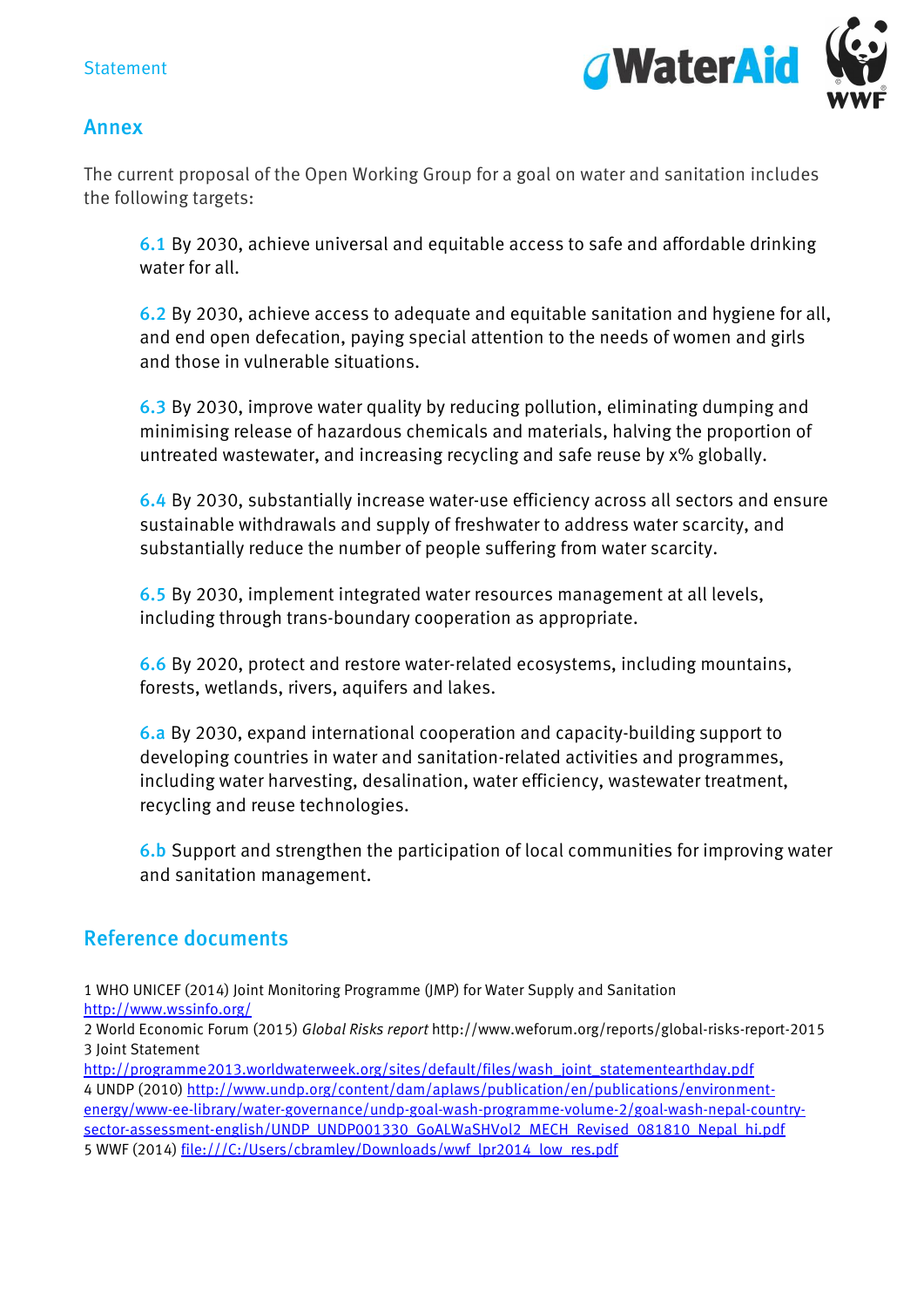## Annex

The current proposal of the Open Working Group for a goal on water and sanitation includes the following targets:

> **6.1** By 2030, achieve universal and equitable access to safe and affordable drinking water for all.
>
> **6.2** By 2030, achieve access to adequate and equitable sanitation and hygiene for all, and end open defecation, paying special attention to the needs of women and girls and those in vulnerable situations.
>
> **6.3** By 2030, improve water quality by reducing pollution, eliminating dumping and minimising release of hazardous chemicals and materials, halving the proportion of untreated wastewater, and increasing recycling and safe reuse by x% globally.
>
> **6.4** By 2030, substantially increase water-use efficiency across all sectors and ensure sustainable withdrawals and supply of freshwater to address water scarcity, and substantially reduce the number of people suffering from water scarcity.
>
> **6.5** By 2030, implement integrated water resources management at all levels, including through trans-boundary cooperation as appropriate.
>
> **6.6** By 2020, protect and restore water-related ecosystems, including mountains, forests, wetlands, rivers, aquifers and lakes.
>
> **6.a** By 2030, expand international cooperation and capacity-building support to developing countries in water and sanitation-related activities and programmes, including water harvesting, desalination, water efficiency, wastewater treatment, recycling and reuse technologies.
>
> **6.b** Support and strengthen the participation of local communities for improving water and sanitation management.

## Reference documents

1 WHO UNICEF (2014) Joint Monitoring Programme (JMP) for Water Supply and Sanitation http://www.wssinfo.org/

2 World Economic Forum (2015) *Global Risks report* http://www.weforum.org/reports/global-risks-report-2015

3 Joint Statement http://programme2013.worldwaterweek.org/sites/default/files/wash_joint_statementearthday.pdf

4 UNDP (2010) http://www.undp.org/content/dam/aplaws/publication/en/publications/environment-energy/www-ee-library/water-governance/undp-goal-wash-programme-volume-2/goal-wash-nepal-country-sector-assessment-english/UNDP_UNDP001330_GoALWaSHVol2_MECH_Revised_081810_Nepal_hi.pdf

5 WWF (2014) file:///C:/Users/cbramley/Downloads/wwf_lpr2014_low_res.pdf